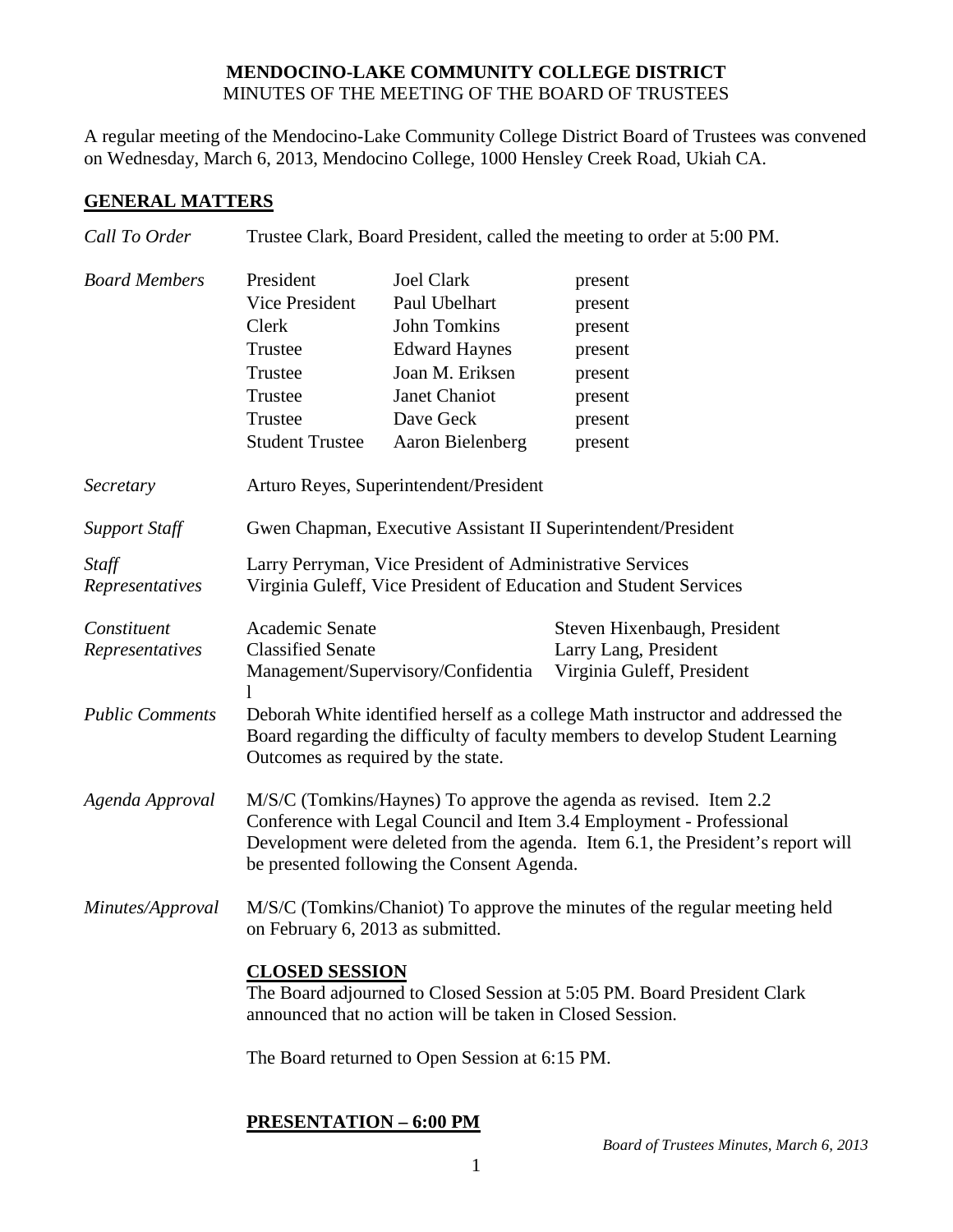**MENDOCINO-LAKE COMMUNITY COLLEGE DISTRICT**
MINUTES OF THE MEETING OF THE BOARD OF TRUSTEES

A regular meeting of the Mendocino-Lake Community College District Board of Trustees was convened on Wednesday, March 6, 2013, Mendocino College, 1000 Hensley Creek Road, Ukiah CA.

## GENERAL MATTERS

*Call To Order* — Trustee Clark, Board President, called the meeting to order at 5:00 PM.

*Board Members*

| | | |
|---|---|---|
| President | Joel Clark | present |
| Vice President | Paul Ubelhart | present |
| Clerk | John Tomkins | present |
| Trustee | Edward Haynes | present |
| Trustee | Joan M. Eriksen | present |
| Trustee | Janet Chaniot | present |
| Trustee | Dave Geck | present |
| Student Trustee | Aaron Bielenberg | present |

*Secretary* — Arturo Reyes, Superintendent/President

*Support Staff* — Gwen Chapman, Executive Assistant II Superintendent/President

*Staff Representatives* — Larry Perryman, Vice President of Administrative Services
Virginia Guleff, Vice President of Education and Student Services

*Constituent Representatives*

| | |
|---|---|
| Academic Senate | Steven Hixenbaugh, President |
| Classified Senate | Larry Lang, President |
| Management/Supervisory/Confidential | Virginia Guleff, President |

*Public Comments* — Deborah White identified herself as a college Math instructor and addressed the Board regarding the difficulty of faculty members to develop Student Learning Outcomes as required by the state.

*Agenda Approval* — M/S/C (Tomkins/Haynes) To approve the agenda as revised. Item 2.2 Conference with Legal Council and Item 3.4 Employment - Professional Development were deleted from the agenda. Item 6.1, the President's report will be presented following the Consent Agenda.

*Minutes/Approval* — M/S/C (Tomkins/Chaniot) To approve the minutes of the regular meeting held on February 6, 2013 as submitted.

## CLOSED SESSION

The Board adjourned to Closed Session at 5:05 PM. Board President Clark announced that no action will be taken in Closed Session.

The Board returned to Open Session at 6:15 PM.

## PRESENTATION – 6:00 PM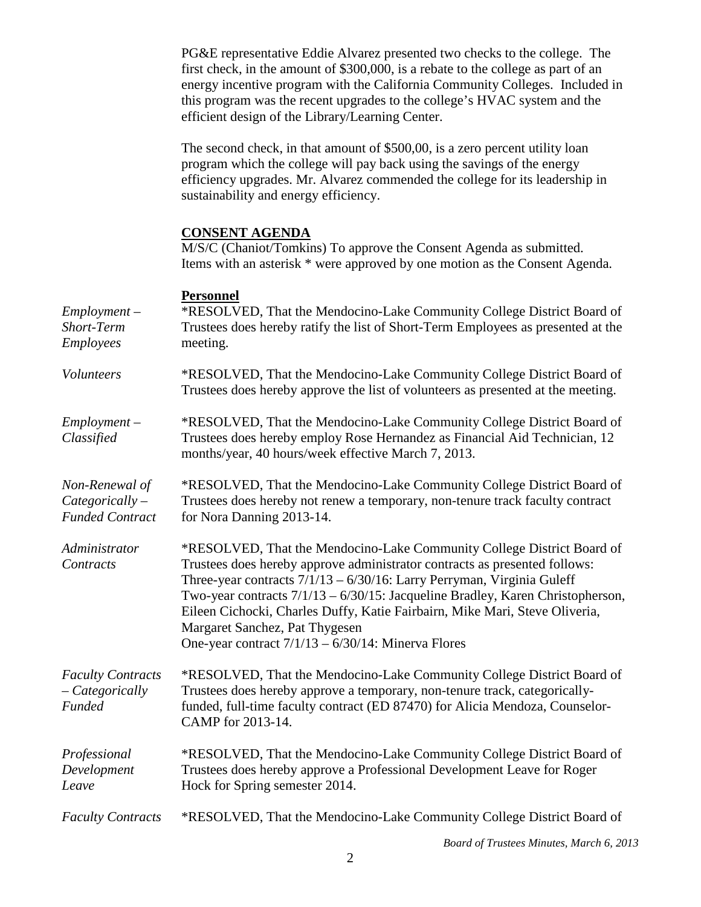PG&E representative Eddie Alvarez presented two checks to the college. The first check, in the amount of $300,000, is a rebate to the college as part of an energy incentive program with the California Community Colleges. Included in this program was the recent upgrades to the college's HVAC system and the efficient design of the Library/Learning Center.

The second check, in that amount of $500,00, is a zero percent utility loan program which the college will pay back using the savings of the energy efficiency upgrades. Mr. Alvarez commended the college for its leadership in sustainability and energy efficiency.

## CONSENT AGENDA

M/S/C (Chaniot/Tomkins) To approve the Consent Agenda as submitted. Items with an asterisk * were approved by one motion as the Consent Agenda.

### Personnel

*Employment – Short-Term Employees*

*RESOLVED, That the Mendocino-Lake Community College District Board of Trustees does hereby ratify the list of Short-Term Employees as presented at the meeting.

*Volunteers*

*RESOLVED, That the Mendocino-Lake Community College District Board of Trustees does hereby approve the list of volunteers as presented at the meeting.

*Employment – Classified*

*RESOLVED, That the Mendocino-Lake Community College District Board of Trustees does hereby employ Rose Hernandez as Financial Aid Technician, 12 months/year, 40 hours/week effective March 7, 2013.

*Non-Renewal of Categorically – Funded Contract*

*RESOLVED, That the Mendocino-Lake Community College District Board of Trustees does hereby not renew a temporary, non-tenure track faculty contract for Nora Danning 2013-14.

*Administrator Contracts*

*RESOLVED, That the Mendocino-Lake Community College District Board of Trustees does hereby approve administrator contracts as presented follows:
Three-year contracts 7/1/13 – 6/30/16: Larry Perryman, Virginia Guleff
Two-year contracts 7/1/13 – 6/30/15: Jacqueline Bradley, Karen Christopherson, Eileen Cichocki, Charles Duffy, Katie Fairbairn, Mike Mari, Steve Oliveria, Margaret Sanchez, Pat Thygesen
One-year contract 7/1/13 – 6/30/14: Minerva Flores

*Faculty Contracts – Categorically Funded*

*RESOLVED, That the Mendocino-Lake Community College District Board of Trustees does hereby approve a temporary, non-tenure track, categorically-funded, full-time faculty contract (ED 87470) for Alicia Mendoza, Counselor-CAMP for 2013-14.

*Professional Development Leave*

*RESOLVED, That the Mendocino-Lake Community College District Board of Trustees does hereby approve a Professional Development Leave for Roger Hock for Spring semester 2014.

*Faculty Contracts*

*RESOLVED, That the Mendocino-Lake Community College District Board of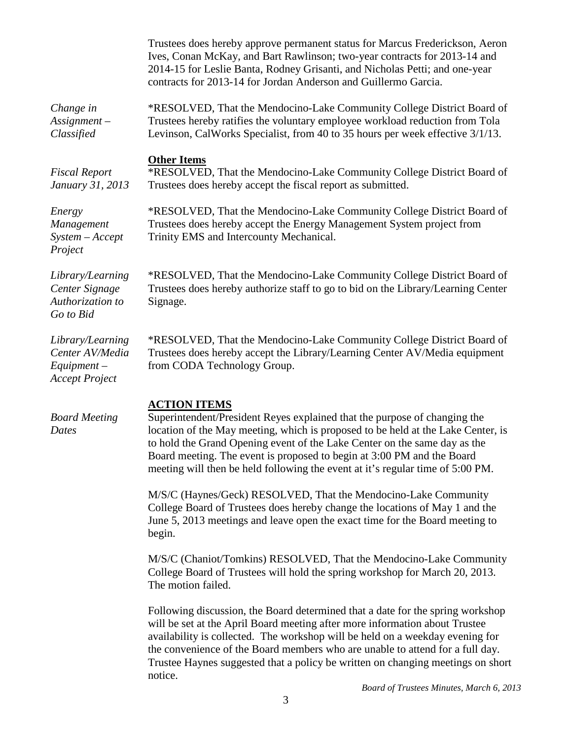Trustees does hereby approve permanent status for Marcus Frederickson, Aeron Ives, Conan McKay, and Bart Rawlinson; two-year contracts for 2013-14 and 2014-15 for Leslie Banta, Rodney Grisanti, and Nicholas Petti; and one-year contracts for 2013-14 for Jordan Anderson and Guillermo Garcia.

*Change in Assignment – Classified*

*RESOLVED, That the Mendocino-Lake Community College District Board of Trustees hereby ratifies the voluntary employee workload reduction from Tola Levinson, CalWorks Specialist, from 40 to 35 hours per week effective 3/1/13.

**Other Items**

*Fiscal Report January 31, 2013*

*RESOLVED, That the Mendocino-Lake Community College District Board of Trustees does hereby accept the fiscal report as submitted.

*Energy Management System – Accept Project*

*RESOLVED, That the Mendocino-Lake Community College District Board of Trustees does hereby accept the Energy Management System project from Trinity EMS and Intercounty Mechanical.

*Library/Learning Center Signage Authorization to Go to Bid*

*RESOLVED, That the Mendocino-Lake Community College District Board of Trustees does hereby authorize staff to go to bid on the Library/Learning Center Signage.

*Library/Learning Center AV/Media Equipment – Accept Project*

*RESOLVED, That the Mendocino-Lake Community College District Board of Trustees does hereby accept the Library/Learning Center AV/Media equipment from CODA Technology Group.

## ACTION ITEMS

*Board Meeting Dates*

Superintendent/President Reyes explained that the purpose of changing the location of the May meeting, which is proposed to be held at the Lake Center, is to hold the Grand Opening event of the Lake Center on the same day as the Board meeting. The event is proposed to begin at 3:00 PM and the Board meeting will then be held following the event at it's regular time of 5:00 PM.

M/S/C (Haynes/Geck) RESOLVED, That the Mendocino-Lake Community College Board of Trustees does hereby change the locations of May 1 and the June 5, 2013 meetings and leave open the exact time for the Board meeting to begin.

M/S/C (Chaniot/Tomkins) RESOLVED, That the Mendocino-Lake Community College Board of Trustees will hold the spring workshop for March 20, 2013. The motion failed.

Following discussion, the Board determined that a date for the spring workshop will be set at the April Board meeting after more information about Trustee availability is collected. The workshop will be held on a weekday evening for the convenience of the Board members who are unable to attend for a full day. Trustee Haynes suggested that a policy be written on changing meetings on short notice.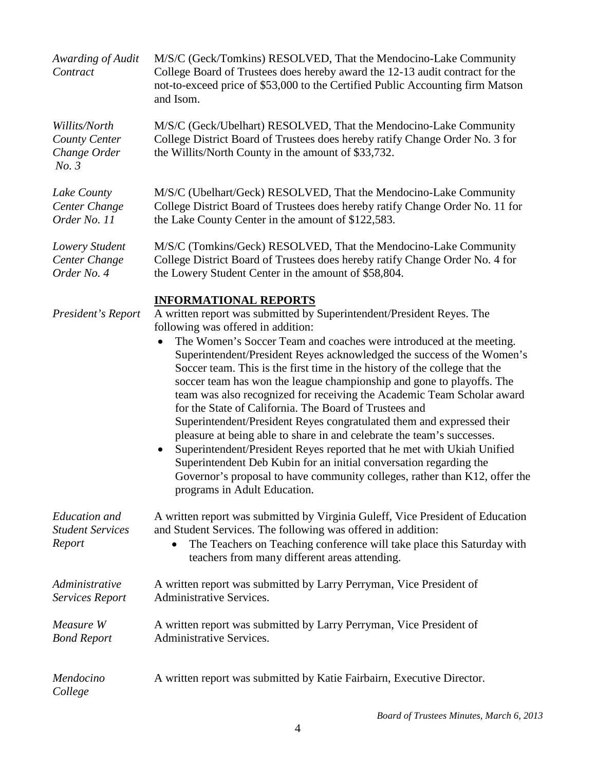*Awarding of Audit Contract*

M/S/C (Geck/Tomkins) RESOLVED, That the Mendocino-Lake Community College Board of Trustees does hereby award the 12-13 audit contract for the not-to-exceed price of $53,000 to the Certified Public Accounting firm Matson and Isom.

*Willits/North County Center Change Order No. 3*

M/S/C (Geck/Ubelhart) RESOLVED, That the Mendocino-Lake Community College District Board of Trustees does hereby ratify Change Order No. 3 for the Willits/North County in the amount of $33,732.

*Lake County Center Change Order No. 11*

M/S/C (Ubelhart/Geck) RESOLVED, That the Mendocino-Lake Community College District Board of Trustees does hereby ratify Change Order No. 11 for the Lake County Center in the amount of $122,583.

*Lowery Student Center Change Order No. 4*

M/S/C (Tomkins/Geck) RESOLVED, That the Mendocino-Lake Community College District Board of Trustees does hereby ratify Change Order No. 4 for the Lowery Student Center in the amount of $58,804.

**INFORMATIONAL REPORTS**

*President's Report*

A written report was submitted by Superintendent/President Reyes. The following was offered in addition:

- The Women's Soccer Team and coaches were introduced at the meeting. Superintendent/President Reyes acknowledged the success of the Women's Soccer team. This is the first time in the history of the college that the soccer team has won the league championship and gone to playoffs. The team was also recognized for receiving the Academic Team Scholar award for the State of California. The Board of Trustees and Superintendent/President Reyes congratulated them and expressed their pleasure at being able to share in and celebrate the team's successes.
- Superintendent/President Reyes reported that he met with Ukiah Unified Superintendent Deb Kubin for an initial conversation regarding the Governor's proposal to have community colleges, rather than K12, offer the programs in Adult Education.

*Education and Student Services Report*

A written report was submitted by Virginia Guleff, Vice President of Education and Student Services. The following was offered in addition:

- The Teachers on Teaching conference will take place this Saturday with teachers from many different areas attending.

*Administrative Services Report*

A written report was submitted by Larry Perryman, Vice President of Administrative Services.

*Measure W Bond Report*

A written report was submitted by Larry Perryman, Vice President of Administrative Services.

*Mendocino College*

A written report was submitted by Katie Fairbairn, Executive Director.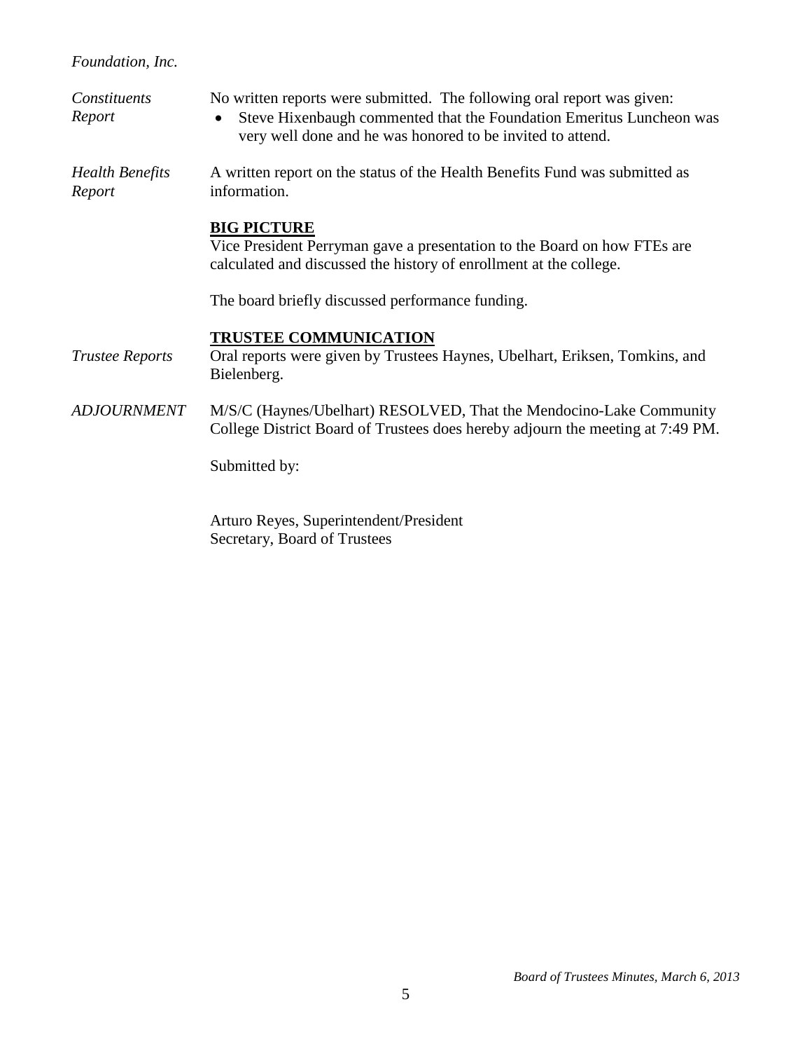*Foundation, Inc.*

*Constituents Report*

No written reports were submitted. The following oral report was given:

- Steve Hixenbaugh commented that the Foundation Emeritus Luncheon was very well done and he was honored to be invited to attend.

*Health Benefits Report*

A written report on the status of the Health Benefits Fund was submitted as information.

**BIG PICTURE**

Vice President Perryman gave a presentation to the Board on how FTEs are calculated and discussed the history of enrollment at the college.

The board briefly discussed performance funding.

**TRUSTEE COMMUNICATION**

*Trustee Reports*

Oral reports were given by Trustees Haynes, Ubelhart, Eriksen, Tomkins, and Bielenberg.

*ADJOURNMENT*

M/S/C (Haynes/Ubelhart) RESOLVED, That the Mendocino-Lake Community College District Board of Trustees does hereby adjourn the meeting at 7:49 PM.

Submitted by:

Arturo Reyes, Superintendent/President
Secretary, Board of Trustees